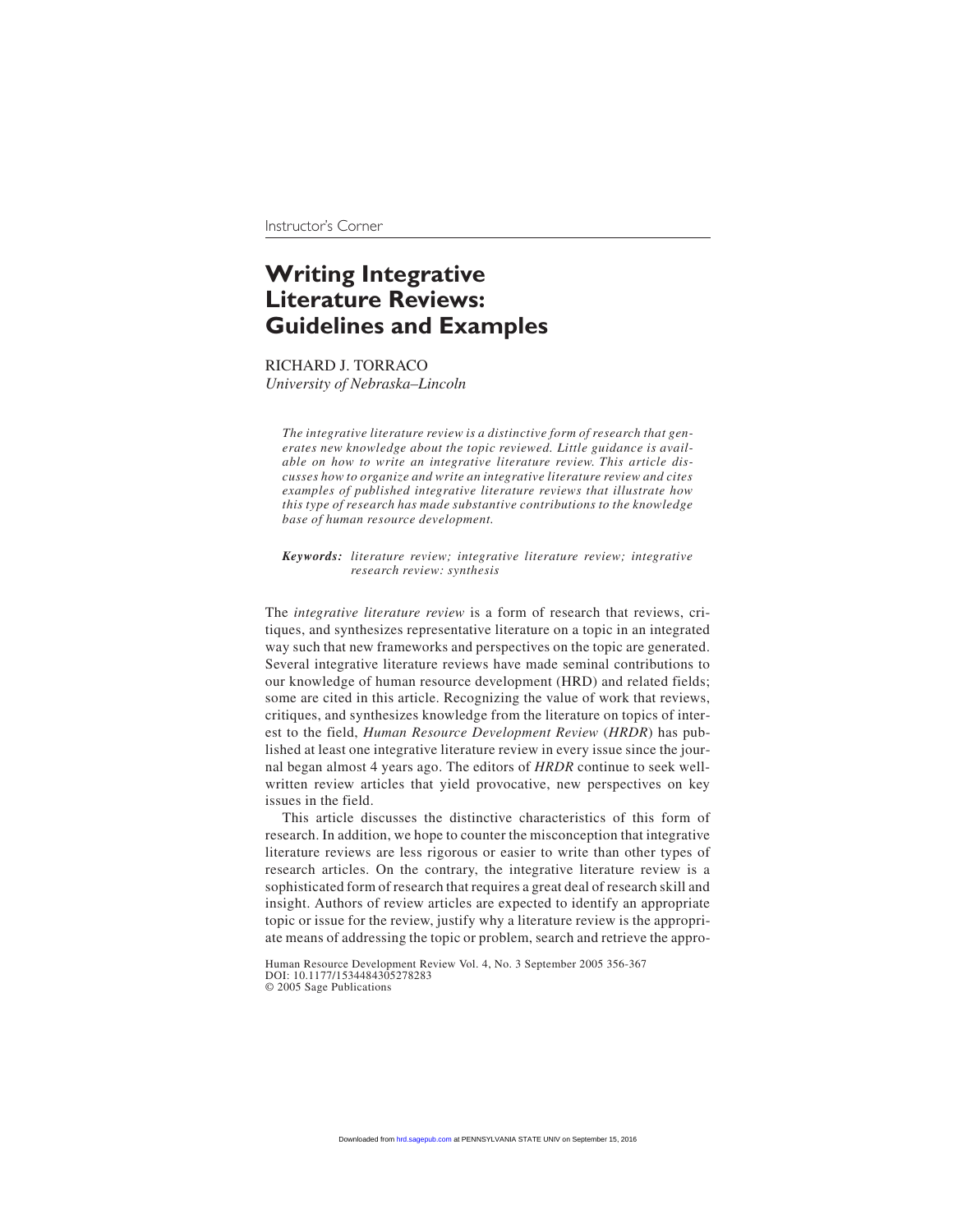Instructor's Corner

# Writing Integrative Literature Reviews: Guidelines and Examples

RICHARD J. TORRACO
*University of Nebraska–Lincoln*

*The integrative literature review is a distinctive form of research that generates new knowledge about the topic reviewed. Little guidance is available on how to write an integrative literature review. This article discusses how to organize and write an integrative literature review and cites examples of published integrative literature reviews that illustrate how this type of research has made substantive contributions to the knowledge base of human resource development.*

***Keywords:*** *literature review; integrative literature review; integrative research review: synthesis*

The *integrative literature review* is a form of research that reviews, critiques, and synthesizes representative literature on a topic in an integrated way such that new frameworks and perspectives on the topic are generated. Several integrative literature reviews have made seminal contributions to our knowledge of human resource development (HRD) and related fields; some are cited in this article. Recognizing the value of work that reviews, critiques, and synthesizes knowledge from the literature on topics of interest to the field, *Human Resource Development Review* (*HRDR*) has published at least one integrative literature review in every issue since the journal began almost 4 years ago. The editors of *HRDR* continue to seek well-written review articles that yield provocative, new perspectives on key issues in the field.

This article discusses the distinctive characteristics of this form of research. In addition, we hope to counter the misconception that integrative literature reviews are less rigorous or easier to write than other types of research articles. On the contrary, the integrative literature review is a sophisticated form of research that requires a great deal of research skill and insight. Authors of review articles are expected to identify an appropriate topic or issue for the review, justify why a literature review is the appropriate means of addressing the topic or problem, search and retrieve the appro-

Human Resource Development Review Vol. 4, No. 3 September 2005 356-367
DOI: 10.1177/1534484305278283
© 2005 Sage Publications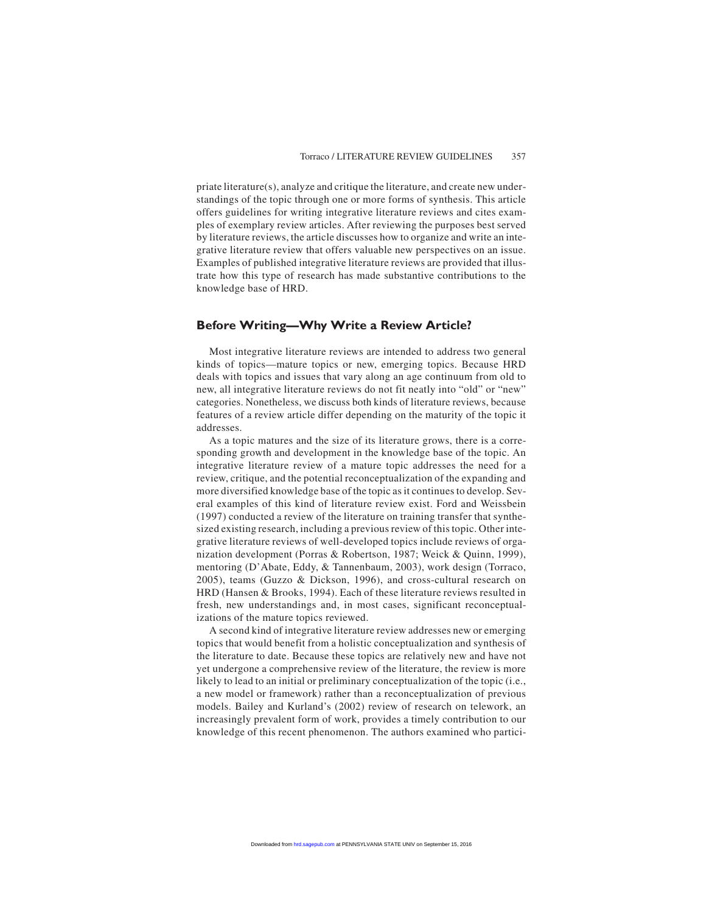priate literature(s), analyze and critique the literature, and create new understandings of the topic through one or more forms of synthesis. This article offers guidelines for writing integrative literature reviews and cites examples of exemplary review articles. After reviewing the purposes best served by literature reviews, the article discusses how to organize and write an integrative literature review that offers valuable new perspectives on an issue. Examples of published integrative literature reviews are provided that illustrate how this type of research has made substantive contributions to the knowledge base of HRD.

## Before Writing—Why Write a Review Article?

Most integrative literature reviews are intended to address two general kinds of topics—mature topics or new, emerging topics. Because HRD deals with topics and issues that vary along an age continuum from old to new, all integrative literature reviews do not fit neatly into "old" or "new" categories. Nonetheless, we discuss both kinds of literature reviews, because features of a review article differ depending on the maturity of the topic it addresses.

As a topic matures and the size of its literature grows, there is a corresponding growth and development in the knowledge base of the topic. An integrative literature review of a mature topic addresses the need for a review, critique, and the potential reconceptualization of the expanding and more diversified knowledge base of the topic as it continues to develop. Several examples of this kind of literature review exist. Ford and Weissbein (1997) conducted a review of the literature on training transfer that synthesized existing research, including a previous review of this topic. Other integrative literature reviews of well-developed topics include reviews of organization development (Porras & Robertson, 1987; Weick & Quinn, 1999), mentoring (D'Abate, Eddy, & Tannenbaum, 2003), work design (Torraco, 2005), teams (Guzzo & Dickson, 1996), and cross-cultural research on HRD (Hansen & Brooks, 1994). Each of these literature reviews resulted in fresh, new understandings and, in most cases, significant reconceptualizations of the mature topics reviewed.

A second kind of integrative literature review addresses new or emerging topics that would benefit from a holistic conceptualization and synthesis of the literature to date. Because these topics are relatively new and have not yet undergone a comprehensive review of the literature, the review is more likely to lead to an initial or preliminary conceptualization of the topic (i.e., a new model or framework) rather than a reconceptualization of previous models. Bailey and Kurland's (2002) review of research on telework, an increasingly prevalent form of work, provides a timely contribution to our knowledge of this recent phenomenon. The authors examined who partici-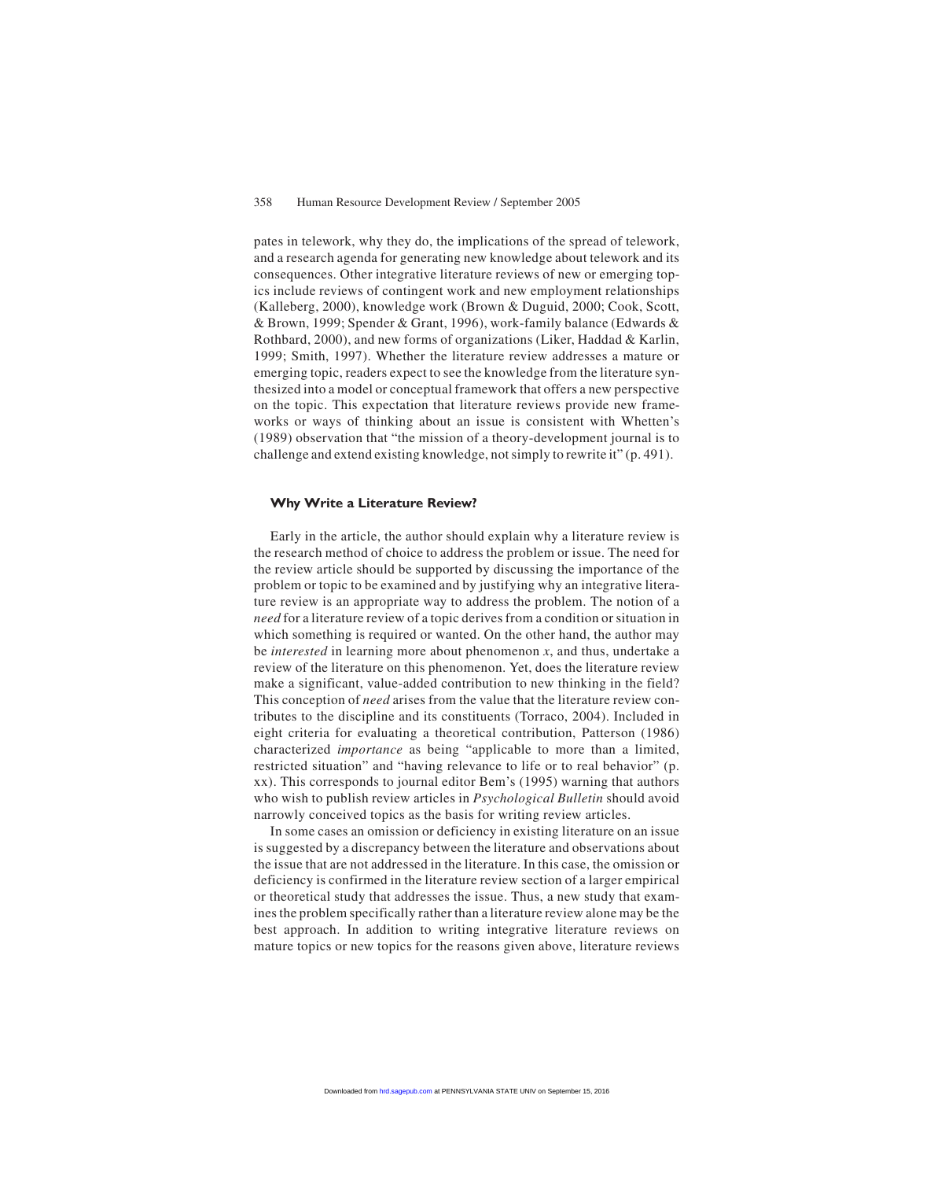pates in telework, why they do, the implications of the spread of telework, and a research agenda for generating new knowledge about telework and its consequences. Other integrative literature reviews of new or emerging topics include reviews of contingent work and new employment relationships (Kalleberg, 2000), knowledge work (Brown & Duguid, 2000; Cook, Scott, & Brown, 1999; Spender & Grant, 1996), work-family balance (Edwards & Rothbard, 2000), and new forms of organizations (Liker, Haddad & Karlin, 1999; Smith, 1997). Whether the literature review addresses a mature or emerging topic, readers expect to see the knowledge from the literature synthesized into a model or conceptual framework that offers a new perspective on the topic. This expectation that literature reviews provide new frameworks or ways of thinking about an issue is consistent with Whetten's (1989) observation that "the mission of a theory-development journal is to challenge and extend existing knowledge, not simply to rewrite it" (p. 491).

### Why Write a Literature Review?

Early in the article, the author should explain why a literature review is the research method of choice to address the problem or issue. The need for the review article should be supported by discussing the importance of the problem or topic to be examined and by justifying why an integrative literature review is an appropriate way to address the problem. The notion of a *need* for a literature review of a topic derives from a condition or situation in which something is required or wanted. On the other hand, the author may be *interested* in learning more about phenomenon *x*, and thus, undertake a review of the literature on this phenomenon. Yet, does the literature review make a significant, value-added contribution to new thinking in the field? This conception of *need* arises from the value that the literature review contributes to the discipline and its constituents (Torraco, 2004). Included in eight criteria for evaluating a theoretical contribution, Patterson (1986) characterized *importance* as being "applicable to more than a limited, restricted situation" and "having relevance to life or to real behavior" (p. xx). This corresponds to journal editor Bem's (1995) warning that authors who wish to publish review articles in *Psychological Bulletin* should avoid narrowly conceived topics as the basis for writing review articles.

In some cases an omission or deficiency in existing literature on an issue is suggested by a discrepancy between the literature and observations about the issue that are not addressed in the literature. In this case, the omission or deficiency is confirmed in the literature review section of a larger empirical or theoretical study that addresses the issue. Thus, a new study that examines the problem specifically rather than a literature review alone may be the best approach. In addition to writing integrative literature reviews on mature topics or new topics for the reasons given above, literature reviews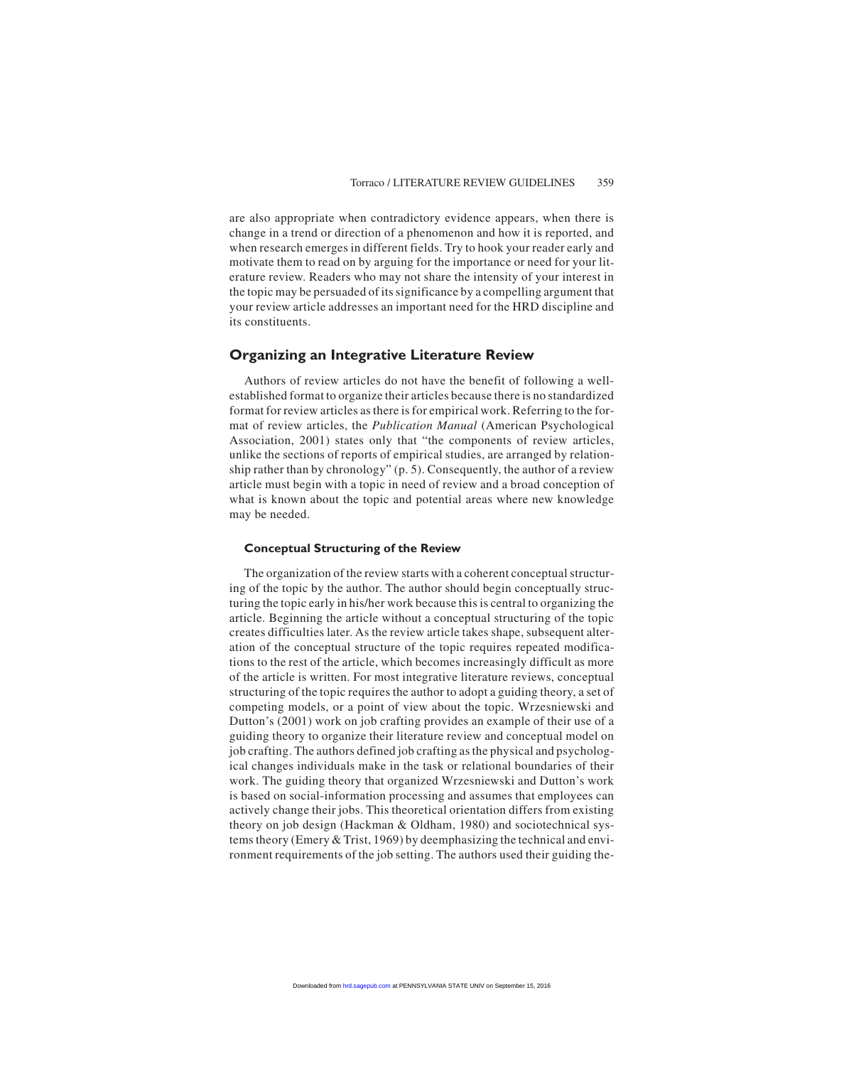are also appropriate when contradictory evidence appears, when there is change in a trend or direction of a phenomenon and how it is reported, and when research emerges in different fields. Try to hook your reader early and motivate them to read on by arguing for the importance or need for your literature review. Readers who may not share the intensity of your interest in the topic may be persuaded of its significance by a compelling argument that your review article addresses an important need for the HRD discipline and its constituents.

## Organizing an Integrative Literature Review

Authors of review articles do not have the benefit of following a well-established format to organize their articles because there is no standardized format for review articles as there is for empirical work. Referring to the format of review articles, the *Publication Manual* (American Psychological Association, 2001) states only that "the components of review articles, unlike the sections of reports of empirical studies, are arranged by relationship rather than by chronology" (p. 5). Consequently, the author of a review article must begin with a topic in need of review and a broad conception of what is known about the topic and potential areas where new knowledge may be needed.

### Conceptual Structuring of the Review

The organization of the review starts with a coherent conceptual structuring of the topic by the author. The author should begin conceptually structuring the topic early in his/her work because this is central to organizing the article. Beginning the article without a conceptual structuring of the topic creates difficulties later. As the review article takes shape, subsequent alteration of the conceptual structure of the topic requires repeated modifications to the rest of the article, which becomes increasingly difficult as more of the article is written. For most integrative literature reviews, conceptual structuring of the topic requires the author to adopt a guiding theory, a set of competing models, or a point of view about the topic. Wrzesniewski and Dutton's (2001) work on job crafting provides an example of their use of a guiding theory to organize their literature review and conceptual model on job crafting. The authors defined job crafting as the physical and psychological changes individuals make in the task or relational boundaries of their work. The guiding theory that organized Wrzesniewski and Dutton's work is based on social-information processing and assumes that employees can actively change their jobs. This theoretical orientation differs from existing theory on job design (Hackman & Oldham, 1980) and sociotechnical systems theory (Emery & Trist, 1969) by deemphasizing the technical and environment requirements of the job setting. The authors used their guiding the-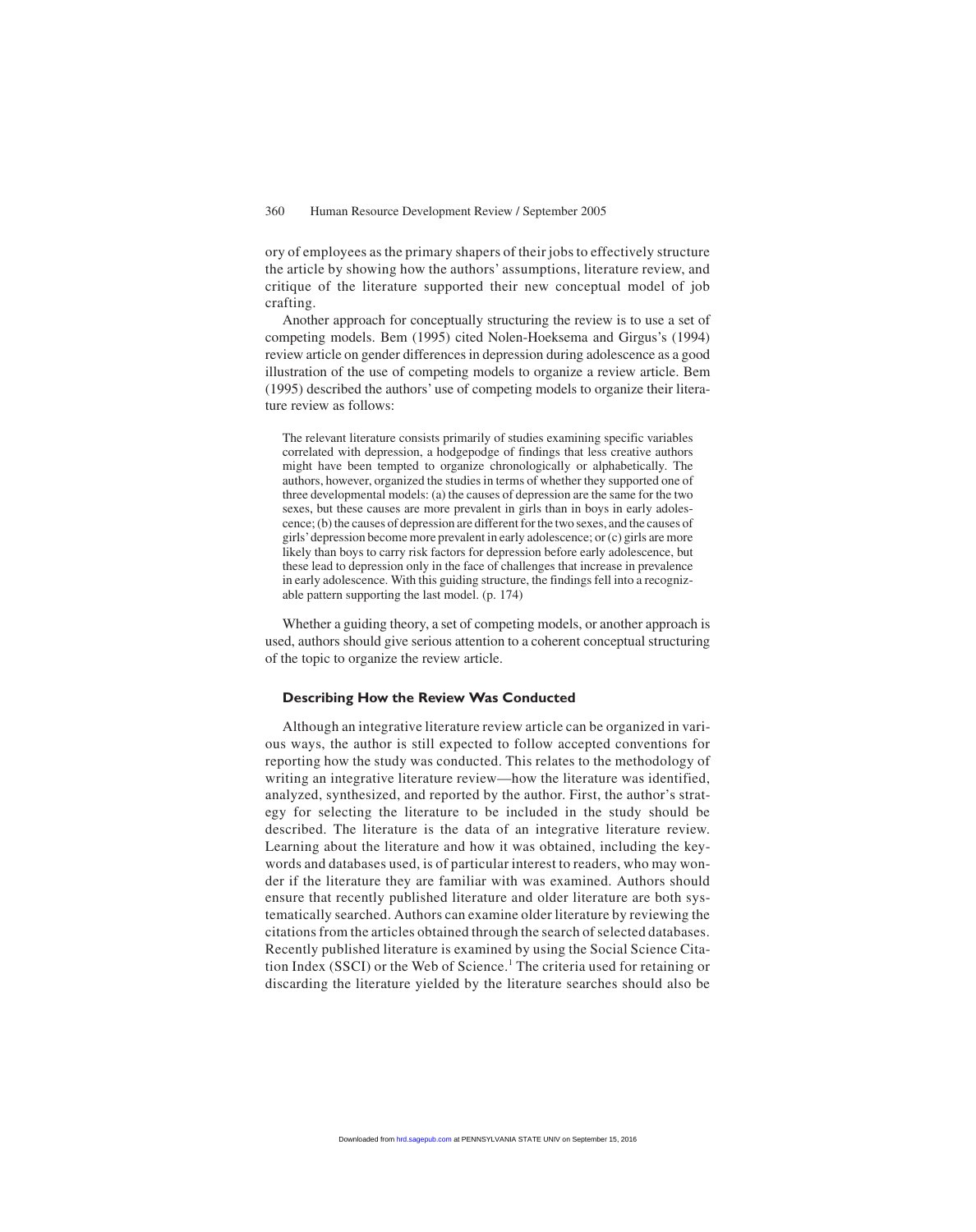ory of employees as the primary shapers of their jobs to effectively structure the article by showing how the authors' assumptions, literature review, and critique of the literature supported their new conceptual model of job crafting.

Another approach for conceptually structuring the review is to use a set of competing models. Bem (1995) cited Nolen-Hoeksema and Girgus's (1994) review article on gender differences in depression during adolescence as a good illustration of the use of competing models to organize a review article. Bem (1995) described the authors' use of competing models to organize their literature review as follows:

> The relevant literature consists primarily of studies examining specific variables correlated with depression, a hodgepodge of findings that less creative authors might have been tempted to organize chronologically or alphabetically. The authors, however, organized the studies in terms of whether they supported one of three developmental models: (a) the causes of depression are the same for the two sexes, but these causes are more prevalent in girls than in boys in early adolescence; (b) the causes of depression are different for the two sexes, and the causes of girls' depression become more prevalent in early adolescence; or (c) girls are more likely than boys to carry risk factors for depression before early adolescence, but these lead to depression only in the face of challenges that increase in prevalence in early adolescence. With this guiding structure, the findings fell into a recognizable pattern supporting the last model. (p. 174)

Whether a guiding theory, a set of competing models, or another approach is used, authors should give serious attention to a coherent conceptual structuring of the topic to organize the review article.

### Describing How the Review Was Conducted

Although an integrative literature review article can be organized in various ways, the author is still expected to follow accepted conventions for reporting how the study was conducted. This relates to the methodology of writing an integrative literature review—how the literature was identified, analyzed, synthesized, and reported by the author. First, the author's strategy for selecting the literature to be included in the study should be described. The literature is the data of an integrative literature review. Learning about the literature and how it was obtained, including the keywords and databases used, is of particular interest to readers, who may wonder if the literature they are familiar with was examined. Authors should ensure that recently published literature and older literature are both systematically searched. Authors can examine older literature by reviewing the citations from the articles obtained through the search of selected databases. Recently published literature is examined by using the Social Science Citation Index (SSCI) or the Web of Science.[1] The criteria used for retaining or discarding the literature yielded by the literature searches should also be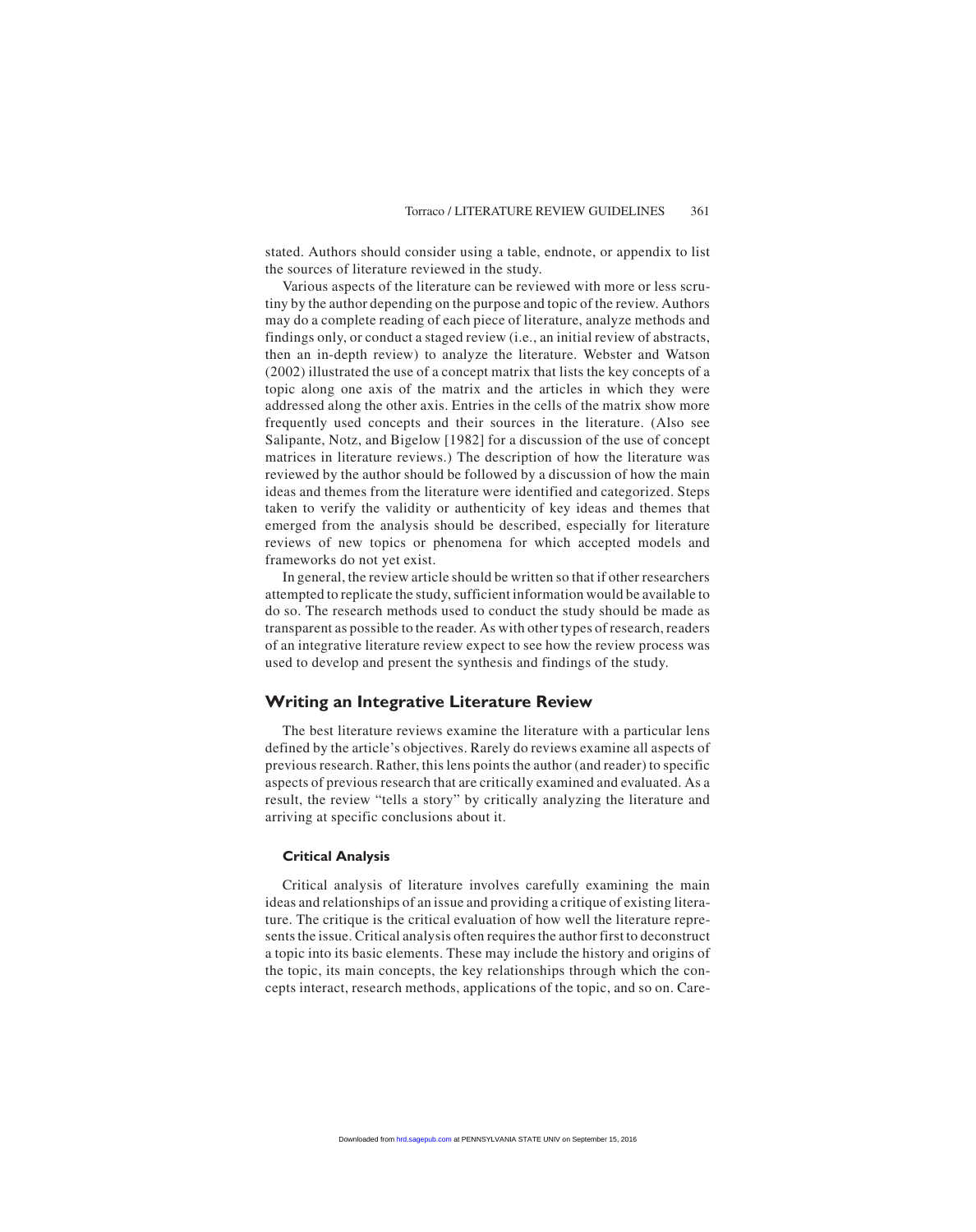stated. Authors should consider using a table, endnote, or appendix to list the sources of literature reviewed in the study.

Various aspects of the literature can be reviewed with more or less scrutiny by the author depending on the purpose and topic of the review. Authors may do a complete reading of each piece of literature, analyze methods and findings only, or conduct a staged review (i.e., an initial review of abstracts, then an in-depth review) to analyze the literature. Webster and Watson (2002) illustrated the use of a concept matrix that lists the key concepts of a topic along one axis of the matrix and the articles in which they were addressed along the other axis. Entries in the cells of the matrix show more frequently used concepts and their sources in the literature. (Also see Salipante, Notz, and Bigelow [1982] for a discussion of the use of concept matrices in literature reviews.) The description of how the literature was reviewed by the author should be followed by a discussion of how the main ideas and themes from the literature were identified and categorized. Steps taken to verify the validity or authenticity of key ideas and themes that emerged from the analysis should be described, especially for literature reviews of new topics or phenomena for which accepted models and frameworks do not yet exist.

In general, the review article should be written so that if other researchers attempted to replicate the study, sufficient information would be available to do so. The research methods used to conduct the study should be made as transparent as possible to the reader. As with other types of research, readers of an integrative literature review expect to see how the review process was used to develop and present the synthesis and findings of the study.

## Writing an Integrative Literature Review

The best literature reviews examine the literature with a particular lens defined by the article's objectives. Rarely do reviews examine all aspects of previous research. Rather, this lens points the author (and reader) to specific aspects of previous research that are critically examined and evaluated. As a result, the review "tells a story" by critically analyzing the literature and arriving at specific conclusions about it.

### Critical Analysis

Critical analysis of literature involves carefully examining the main ideas and relationships of an issue and providing a critique of existing literature. The critique is the critical evaluation of how well the literature represents the issue. Critical analysis often requires the author first to deconstruct a topic into its basic elements. These may include the history and origins of the topic, its main concepts, the key relationships through which the concepts interact, research methods, applications of the topic, and so on. Care-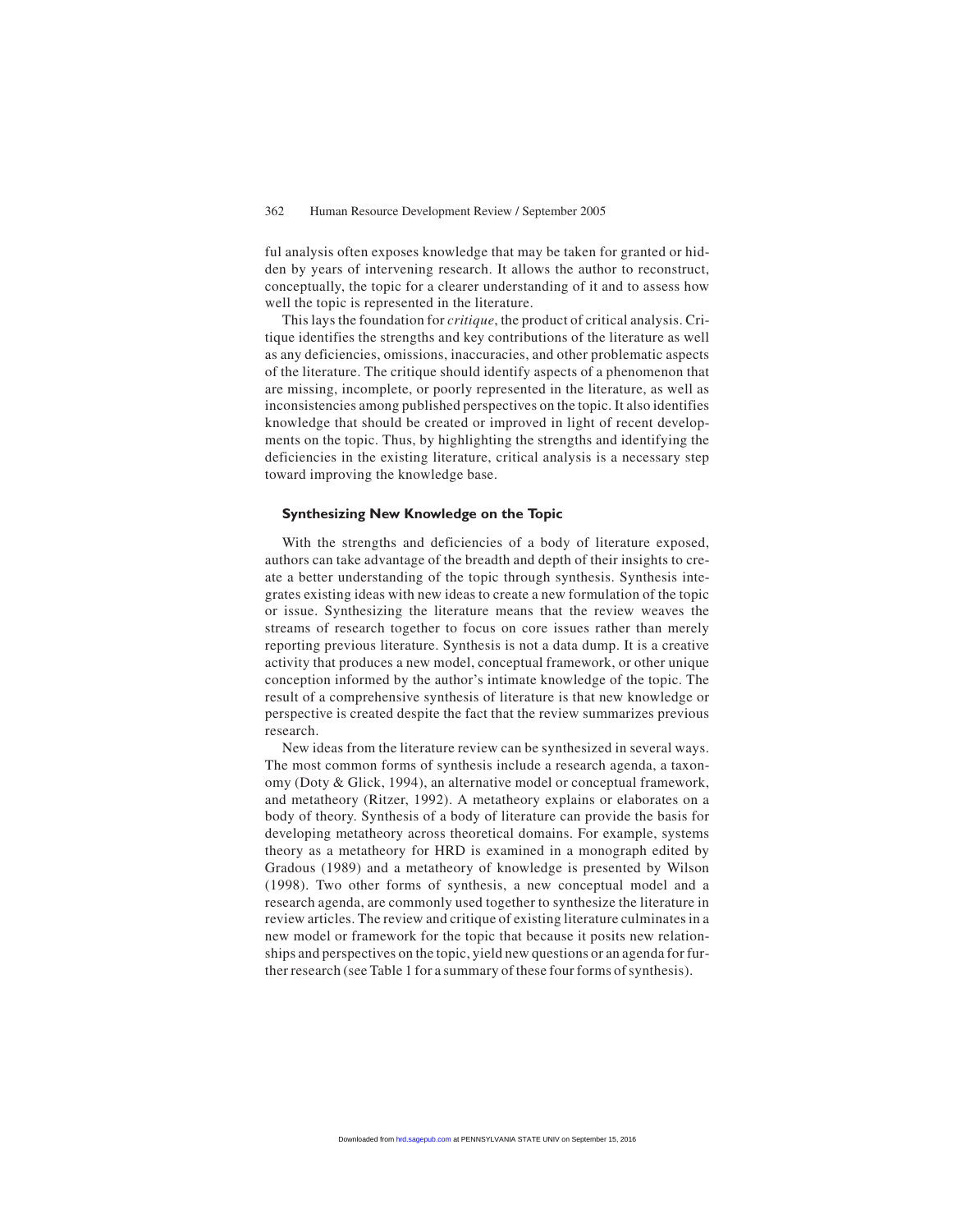ful analysis often exposes knowledge that may be taken for granted or hidden by years of intervening research. It allows the author to reconstruct, conceptually, the topic for a clearer understanding of it and to assess how well the topic is represented in the literature.

This lays the foundation for *critique*, the product of critical analysis. Critique identifies the strengths and key contributions of the literature as well as any deficiencies, omissions, inaccuracies, and other problematic aspects of the literature. The critique should identify aspects of a phenomenon that are missing, incomplete, or poorly represented in the literature, as well as inconsistencies among published perspectives on the topic. It also identifies knowledge that should be created or improved in light of recent developments on the topic. Thus, by highlighting the strengths and identifying the deficiencies in the existing literature, critical analysis is a necessary step toward improving the knowledge base.

### Synthesizing New Knowledge on the Topic

With the strengths and deficiencies of a body of literature exposed, authors can take advantage of the breadth and depth of their insights to create a better understanding of the topic through synthesis. Synthesis integrates existing ideas with new ideas to create a new formulation of the topic or issue. Synthesizing the literature means that the review weaves the streams of research together to focus on core issues rather than merely reporting previous literature. Synthesis is not a data dump. It is a creative activity that produces a new model, conceptual framework, or other unique conception informed by the author's intimate knowledge of the topic. The result of a comprehensive synthesis of literature is that new knowledge or perspective is created despite the fact that the review summarizes previous research.

New ideas from the literature review can be synthesized in several ways. The most common forms of synthesis include a research agenda, a taxonomy (Doty & Glick, 1994), an alternative model or conceptual framework, and metatheory (Ritzer, 1992). A metatheory explains or elaborates on a body of theory. Synthesis of a body of literature can provide the basis for developing metatheory across theoretical domains. For example, systems theory as a metatheory for HRD is examined in a monograph edited by Gradous (1989) and a metatheory of knowledge is presented by Wilson (1998). Two other forms of synthesis, a new conceptual model and a research agenda, are commonly used together to synthesize the literature in review articles. The review and critique of existing literature culminates in a new model or framework for the topic that because it posits new relationships and perspectives on the topic, yield new questions or an agenda for further research (see Table 1 for a summary of these four forms of synthesis).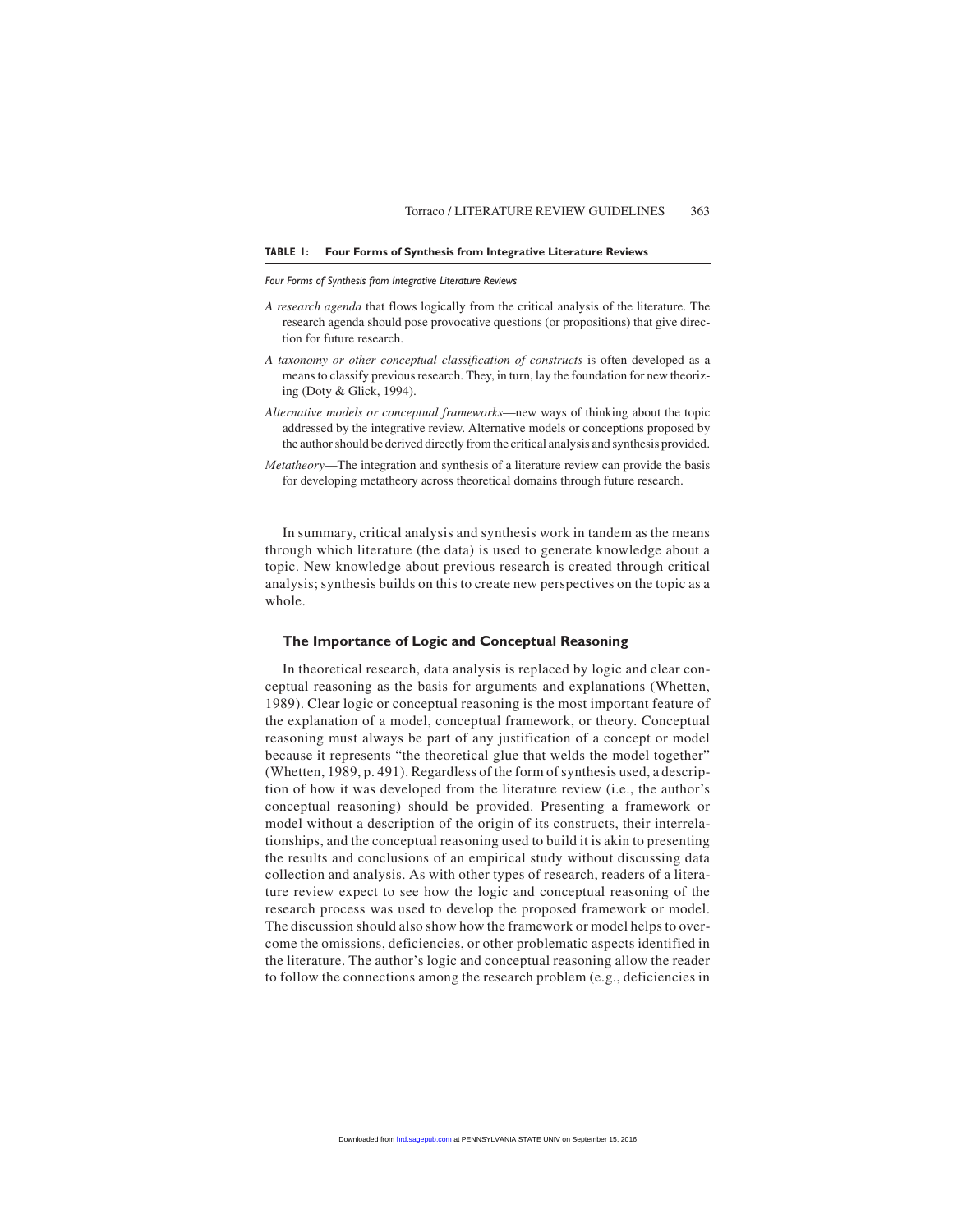**TABLE 1: Four Forms of Synthesis from Integrative Literature Reviews**

| *Four Forms of Synthesis from Integrative Literature Reviews* |
|---|
| *A research agenda* that flows logically from the critical analysis of the literature. The research agenda should pose provocative questions (or propositions) that give direction for future research. |
| *A taxonomy or other conceptual classification of constructs* is often developed as a means to classify previous research. They, in turn, lay the foundation for new theorizing (Doty & Glick, 1994). |
| *Alternative models or conceptual frameworks*—new ways of thinking about the topic addressed by the integrative review. Alternative models or conceptions proposed by the author should be derived directly from the critical analysis and synthesis provided. |
| *Metatheory*—The integration and synthesis of a literature review can provide the basis for developing metatheory across theoretical domains through future research. |

In summary, critical analysis and synthesis work in tandem as the means through which literature (the data) is used to generate knowledge about a topic. New knowledge about previous research is created through critical analysis; synthesis builds on this to create new perspectives on the topic as a whole.

### The Importance of Logic and Conceptual Reasoning

In theoretical research, data analysis is replaced by logic and clear conceptual reasoning as the basis for arguments and explanations (Whetten, 1989). Clear logic or conceptual reasoning is the most important feature of the explanation of a model, conceptual framework, or theory. Conceptual reasoning must always be part of any justification of a concept or model because it represents "the theoretical glue that welds the model together" (Whetten, 1989, p. 491). Regardless of the form of synthesis used, a description of how it was developed from the literature review (i.e., the author's conceptual reasoning) should be provided. Presenting a framework or model without a description of the origin of its constructs, their interrelationships, and the conceptual reasoning used to build it is akin to presenting the results and conclusions of an empirical study without discussing data collection and analysis. As with other types of research, readers of a literature review expect to see how the logic and conceptual reasoning of the research process was used to develop the proposed framework or model. The discussion should also show how the framework or model helps to overcome the omissions, deficiencies, or other problematic aspects identified in the literature. The author's logic and conceptual reasoning allow the reader to follow the connections among the research problem (e.g., deficiencies in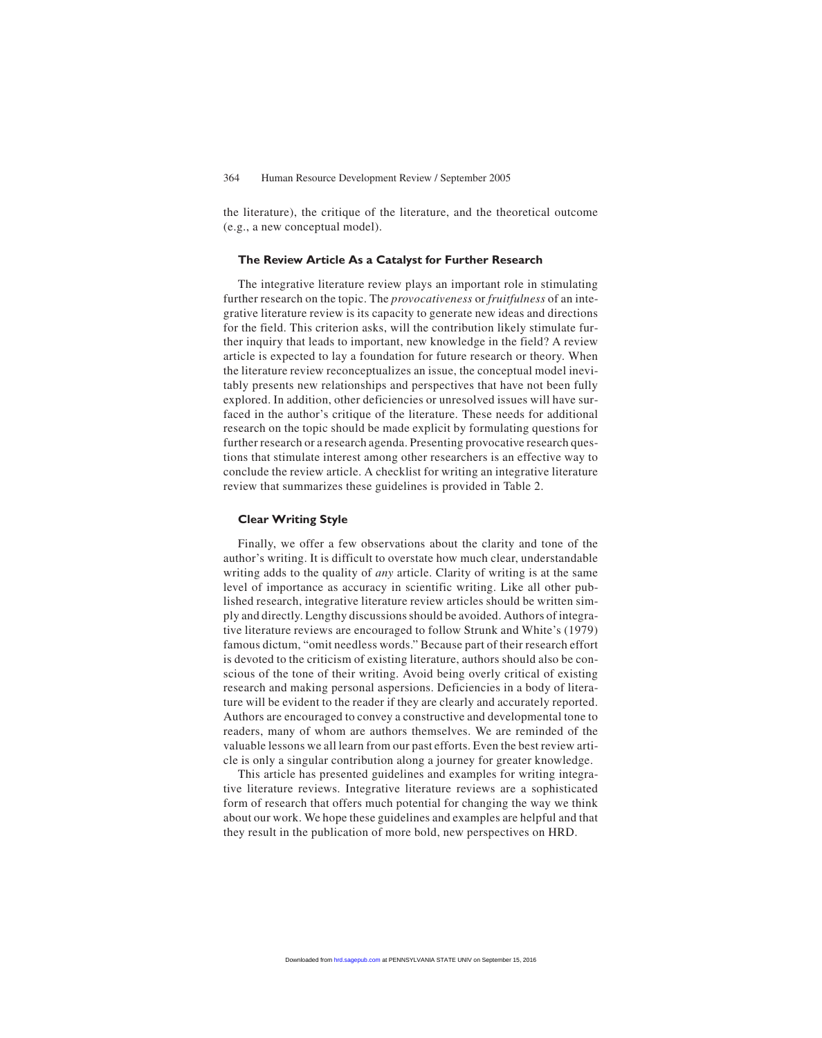the literature), the critique of the literature, and the theoretical outcome (e.g., a new conceptual model).

### The Review Article As a Catalyst for Further Research

The integrative literature review plays an important role in stimulating further research on the topic. The *provocativeness* or *fruitfulness* of an integrative literature review is its capacity to generate new ideas and directions for the field. This criterion asks, will the contribution likely stimulate further inquiry that leads to important, new knowledge in the field? A review article is expected to lay a foundation for future research or theory. When the literature review reconceptualizes an issue, the conceptual model inevitably presents new relationships and perspectives that have not been fully explored. In addition, other deficiencies or unresolved issues will have surfaced in the author's critique of the literature. These needs for additional research on the topic should be made explicit by formulating questions for further research or a research agenda. Presenting provocative research questions that stimulate interest among other researchers is an effective way to conclude the review article. A checklist for writing an integrative literature review that summarizes these guidelines is provided in Table 2.

### Clear Writing Style

Finally, we offer a few observations about the clarity and tone of the author's writing. It is difficult to overstate how much clear, understandable writing adds to the quality of *any* article. Clarity of writing is at the same level of importance as accuracy in scientific writing. Like all other published research, integrative literature review articles should be written simply and directly. Lengthy discussions should be avoided. Authors of integrative literature reviews are encouraged to follow Strunk and White's (1979) famous dictum, "omit needless words." Because part of their research effort is devoted to the criticism of existing literature, authors should also be conscious of the tone of their writing. Avoid being overly critical of existing research and making personal aspersions. Deficiencies in a body of literature will be evident to the reader if they are clearly and accurately reported. Authors are encouraged to convey a constructive and developmental tone to readers, many of whom are authors themselves. We are reminded of the valuable lessons we all learn from our past efforts. Even the best review article is only a singular contribution along a journey for greater knowledge.

This article has presented guidelines and examples for writing integrative literature reviews. Integrative literature reviews are a sophisticated form of research that offers much potential for changing the way we think about our work. We hope these guidelines and examples are helpful and that they result in the publication of more bold, new perspectives on HRD.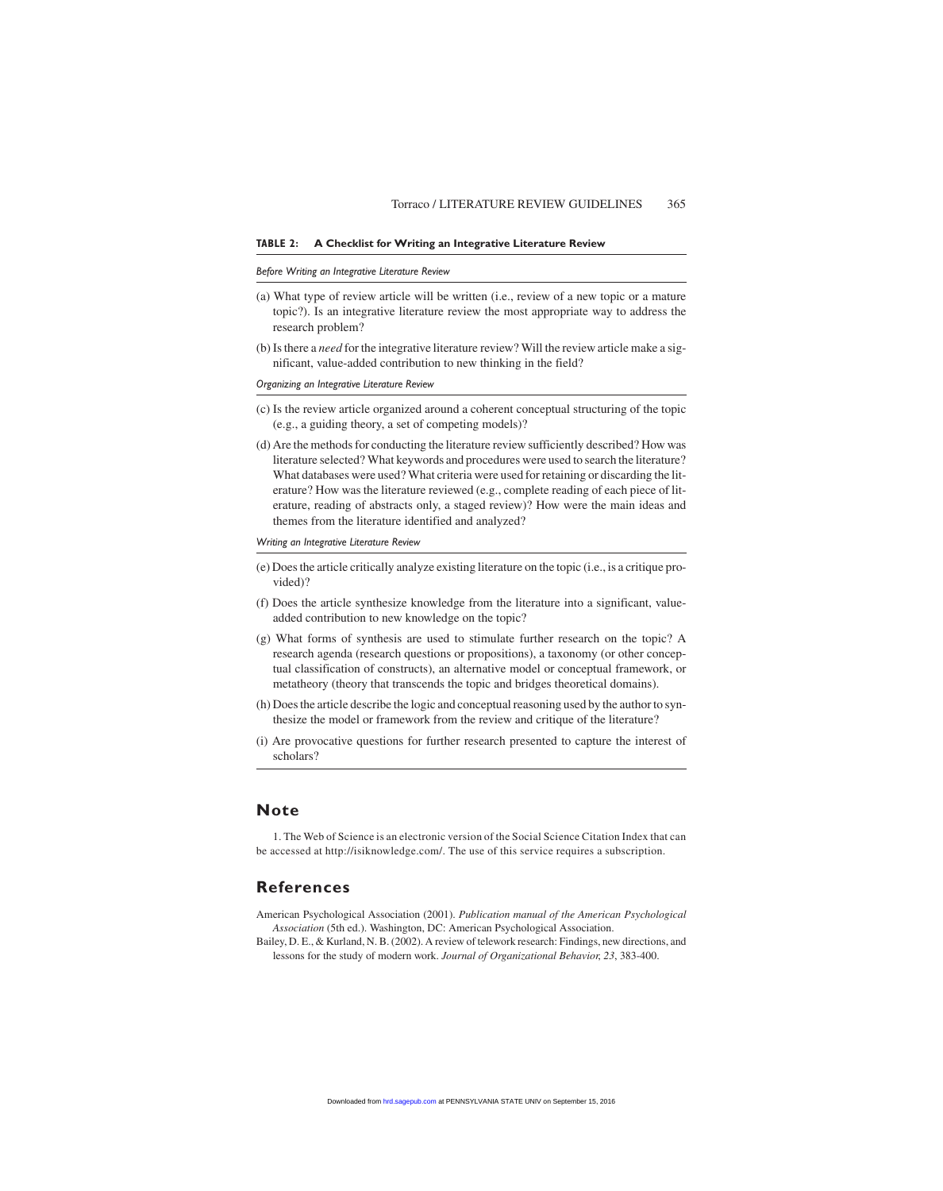**TABLE 2: A Checklist for Writing an Integrative Literature Review**

*Before Writing an Integrative Literature Review*

(a) What type of review article will be written (i.e., review of a new topic or a mature topic?). Is an integrative literature review the most appropriate way to address the research problem?

(b) Is there a *need* for the integrative literature review? Will the review article make a significant, value-added contribution to new thinking in the field?

*Organizing an Integrative Literature Review*

(c) Is the review article organized around a coherent conceptual structuring of the topic (e.g., a guiding theory, a set of competing models)?

(d) Are the methods for conducting the literature review sufficiently described? How was literature selected? What keywords and procedures were used to search the literature? What databases were used? What criteria were used for retaining or discarding the literature? How was the literature reviewed (e.g., complete reading of each piece of literature, reading of abstracts only, a staged review)? How were the main ideas and themes from the literature identified and analyzed?

*Writing an Integrative Literature Review*

(e) Does the article critically analyze existing literature on the topic (i.e., is a critique provided)?

(f) Does the article synthesize knowledge from the literature into a significant, value-added contribution to new knowledge on the topic?

(g) What forms of synthesis are used to stimulate further research on the topic? A research agenda (research questions or propositions), a taxonomy (or other conceptual classification of constructs), an alternative model or conceptual framework, or metatheory (theory that transcends the topic and bridges theoretical domains).

(h) Does the article describe the logic and conceptual reasoning used by the author to synthesize the model or framework from the review and critique of the literature?

(i) Are provocative questions for further research presented to capture the interest of scholars?

## Note

1. The Web of Science is an electronic version of the Social Science Citation Index that can be accessed at http://isiknowledge.com/. The use of this service requires a subscription.

## References

American Psychological Association (2001). *Publication manual of the American Psychological Association* (5th ed.). Washington, DC: American Psychological Association.

Bailey, D. E., & Kurland, N. B. (2002). A review of telework research: Findings, new directions, and lessons for the study of modern work. *Journal of Organizational Behavior, 23*, 383-400.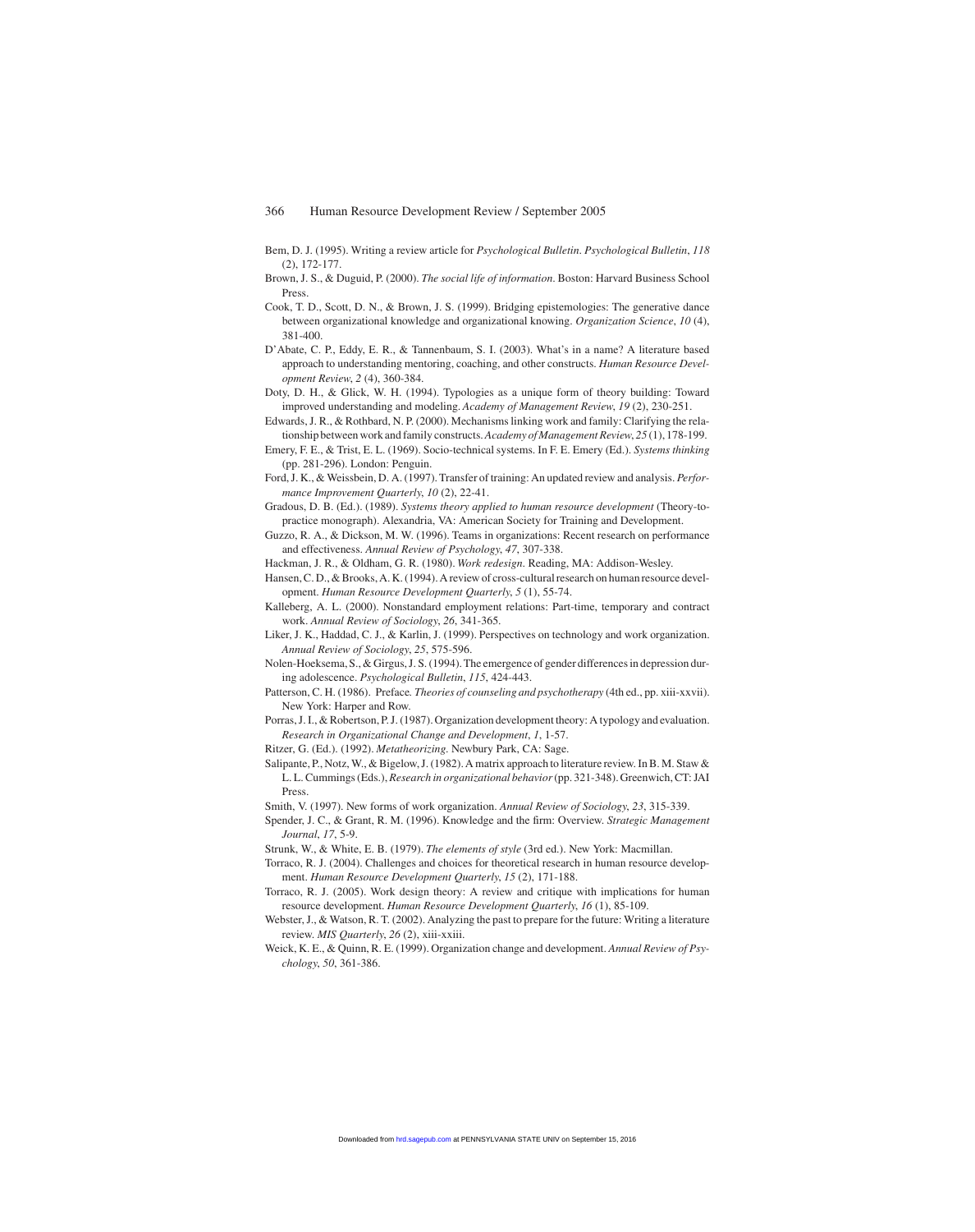Bem, D. J. (1995). Writing a review article for *Psychological Bulletin*. *Psychological Bulletin*, *118* (2), 172-177.

Brown, J. S., & Duguid, P. (2000). *The social life of information*. Boston: Harvard Business School Press.

Cook, T. D., Scott, D. N., & Brown, J. S. (1999). Bridging epistemologies: The generative dance between organizational knowledge and organizational knowing. *Organization Science*, *10* (4), 381-400.

D'Abate, C. P., Eddy, E. R., & Tannenbaum, S. I. (2003). What's in a name? A literature based approach to understanding mentoring, coaching, and other constructs. *Human Resource Development Review*, *2* (4), 360-384.

Doty, D. H., & Glick, W. H. (1994). Typologies as a unique form of theory building: Toward improved understanding and modeling. *Academy of Management Review*, *19* (2), 230-251.

Edwards, J. R., & Rothbard, N. P. (2000). Mechanisms linking work and family: Clarifying the relationship between work and family constructs. *Academy of Management Review*, *25* (1), 178-199.

Emery, F. E., & Trist, E. L. (1969). Socio-technical systems. In F. E. Emery (Ed.). *Systems thinking* (pp. 281-296). London: Penguin.

Ford, J. K., & Weissbein, D. A. (1997). Transfer of training: An updated review and analysis. *Performance Improvement Quarterly*, *10* (2), 22-41.

Gradous, D. B. (Ed.). (1989). *Systems theory applied to human resource development* (Theory-to-practice monograph). Alexandria, VA: American Society for Training and Development.

Guzzo, R. A., & Dickson, M. W. (1996). Teams in organizations: Recent research on performance and effectiveness. *Annual Review of Psychology*, *47*, 307-338.

Hackman, J. R., & Oldham, G. R. (1980). *Work redesign*. Reading, MA: Addison-Wesley.

Hansen, C. D., & Brooks, A. K. (1994). A review of cross-cultural research on human resource development. *Human Resource Development Quarterly*, *5* (1), 55-74.

Kalleberg, A. L. (2000). Nonstandard employment relations: Part-time, temporary and contract work. *Annual Review of Sociology*, *26*, 341-365.

Liker, J. K., Haddad, C. J., & Karlin, J. (1999). Perspectives on technology and work organization. *Annual Review of Sociology*, *25*, 575-596.

Nolen-Hoeksema, S., & Girgus, J. S. (1994). The emergence of gender differences in depression during adolescence. *Psychological Bulletin*, *115*, 424-443.

Patterson, C. H. (1986). Preface. *Theories of counseling and psychotherapy* (4th ed., pp. xiii-xxvii). New York: Harper and Row.

Porras, J. I., & Robertson, P. J. (1987). Organization development theory: A typology and evaluation. *Research in Organizational Change and Development*, *1*, 1-57.

Ritzer, G. (Ed.). (1992). *Metatheorizing*. Newbury Park, CA: Sage.

Salipante, P., Notz, W., & Bigelow, J. (1982). A matrix approach to literature review. In B. M. Staw & L. L. Cummings (Eds.), *Research in organizational behavior* (pp. 321-348). Greenwich, CT: JAI Press.

Smith, V. (1997). New forms of work organization. *Annual Review of Sociology*, *23*, 315-339.

Spender, J. C., & Grant, R. M. (1996). Knowledge and the firm: Overview. *Strategic Management Journal*, *17*, 5-9.

Strunk, W., & White, E. B. (1979). *The elements of style* (3rd ed.). New York: Macmillan.

Torraco, R. J. (2004). Challenges and choices for theoretical research in human resource development. *Human Resource Development Quarterly*, *15* (2), 171-188.

Torraco, R. J. (2005). Work design theory: A review and critique with implications for human resource development. *Human Resource Development Quarterly*, *16* (1), 85-109.

Webster, J., & Watson, R. T. (2002). Analyzing the past to prepare for the future: Writing a literature review. *MIS Quarterly*, *26* (2), xiii-xxiii.

Weick, K. E., & Quinn, R. E. (1999). Organization change and development. *Annual Review of Psychology*, *50*, 361-386.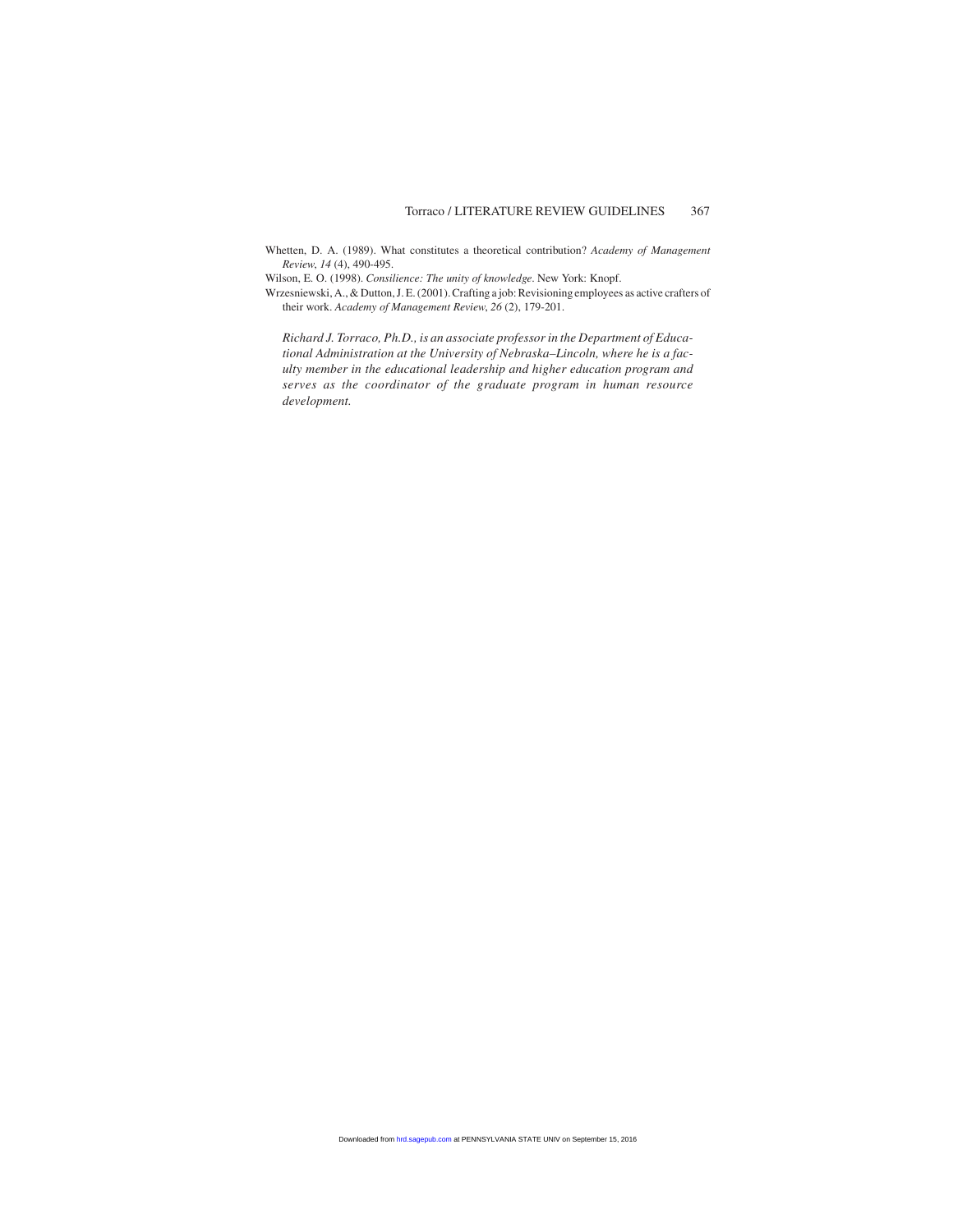Whetten, D. A. (1989). What constitutes a theoretical contribution? *Academy of Management Review*, *14* (4), 490-495.

Wilson, E. O. (1998). *Consilience: The unity of knowledge*. New York: Knopf.

Wrzesniewski, A., & Dutton, J. E. (2001). Crafting a job: Revisioning employees as active crafters of their work. *Academy of Management Review*, *26* (2), 179-201.

*Richard J. Torraco, Ph.D., is an associate professor in the Department of Educational Administration at the University of Nebraska–Lincoln, where he is a faculty member in the educational leadership and higher education program and serves as the coordinator of the graduate program in human resource development.*